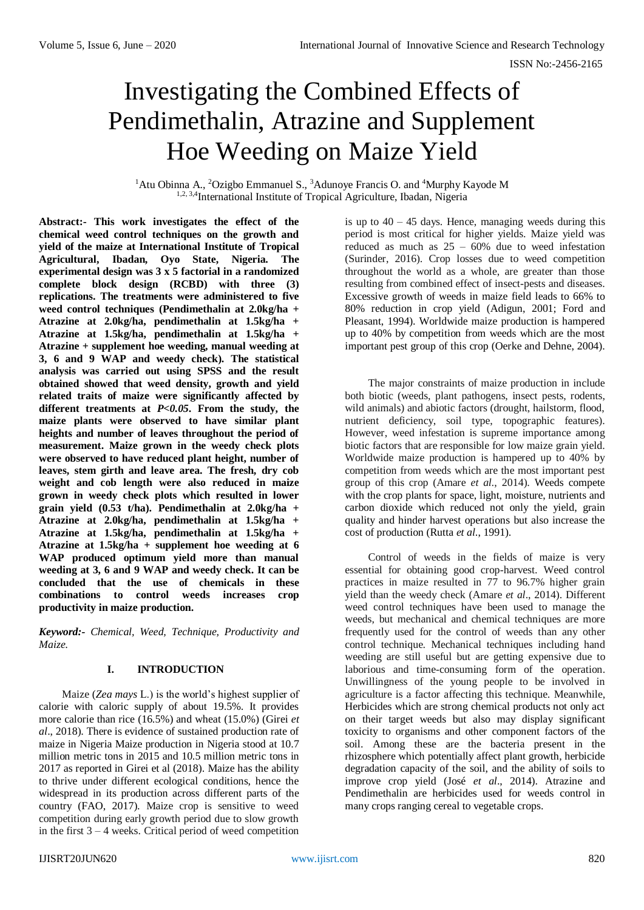# Investigating the Combined Effects of Pendimethalin, Atrazine and Supplement Hoe Weeding on Maize Yield

[1]Atu Obinna A., [2]Ozigbo Emmanuel S., [3]Adunoye Francis O. and [4]Murphy Kayode M

[1,2,3,4]International Institute of Tropical Agriculture, Ibadan, Nigeria

**Abstract:- This work investigates the effect of the chemical weed control techniques on the growth and yield of the maize at International Institute of Tropical Agricultural, Ibadan, Oyo State, Nigeria. The experimental design was 3 x 5 factorial in a randomized complete block design (RCBD) with three (3) replications. The treatments were administered to five weed control techniques (Pendimethalin at 2.0kg/ha + Atrazine at 2.0kg/ha, pendimethalin at 1.5kg/ha + Atrazine at 1.5kg/ha, pendimethalin at 1.5kg/ha + Atrazine + supplement hoe weeding, manual weeding at 3, 6 and 9 WAP and weedy check). The statistical analysis was carried out using SPSS and the result obtained showed that weed density, growth and yield related traits of maize were significantly affected by different treatments at *$P<0.05$*. From the study, the maize plants were observed to have similar plant heights and number of leaves throughout the period of measurement. Maize grown in the weedy check plots were observed to have reduced plant height, number of leaves, stem girth and leave area. The fresh, dry cob weight and cob length were also reduced in maize grown in weedy check plots which resulted in lower grain yield (0.53 t/ha). Pendimethalin at 2.0kg/ha + Atrazine at 2.0kg/ha, pendimethalin at 1.5kg/ha + Atrazine at 1.5kg/ha, pendimethalin at 1.5kg/ha + Atrazine at 1.5kg/ha + supplement hoe weeding at 6 WAP produced optimum yield more than manual weeding at 3, 6 and 9 WAP and weedy check. It can be concluded that the use of chemicals in these combinations to control weeds increases crop productivity in maize production.**

***Keyword:-*** *Chemical, Weed, Technique, Productivity and Maize.*

## I. INTRODUCTION

Maize (*Zea mays* L.) is the world's highest supplier of calorie with caloric supply of about 19.5%. It provides more calorie than rice (16.5%) and wheat (15.0%) (Girei *et al*., 2018). There is evidence of sustained production rate of maize in Nigeria Maize production in Nigeria stood at 10.7 million metric tons in 2015 and 10.5 million metric tons in 2017 as reported in Girei et al (2018). Maize has the ability to thrive under different ecological conditions, hence the widespread in its production across different parts of the country (FAO, 2017). Maize crop is sensitive to weed competition during early growth period due to slow growth in the first 3 – 4 weeks. Critical period of weed competition is up to 40 – 45 days. Hence, managing weeds during this period is most critical for higher yields. Maize yield was reduced as much as 25 – 60% due to weed infestation (Surinder, 2016). Crop losses due to weed competition throughout the world as a whole, are greater than those resulting from combined effect of insect-pests and diseases. Excessive growth of weeds in maize field leads to 66% to 80% reduction in crop yield (Adigun, 2001; Ford and Pleasant, 1994). Worldwide maize production is hampered up to 40% by competition from weeds which are the most important pest group of this crop (Oerke and Dehne, 2004).

The major constraints of maize production in include both biotic (weeds, plant pathogens, insect pests, rodents, wild animals) and abiotic factors (drought, hailstorm, flood, nutrient deficiency, soil type, topographic features). However, weed infestation is supreme importance among biotic factors that are responsible for low maize grain yield. Worldwide maize production is hampered up to 40% by competition from weeds which are the most important pest group of this crop (Amare *et al*., 2014). Weeds compete with the crop plants for space, light, moisture, nutrients and carbon dioxide which reduced not only the yield, grain quality and hinder harvest operations but also increase the cost of production (Rutta *et al*., 1991).

Control of weeds in the fields of maize is very essential for obtaining good crop-harvest. Weed control practices in maize resulted in 77 to 96.7% higher grain yield than the weedy check (Amare *et al*., 2014). Different weed control techniques have been used to manage the weeds, but mechanical and chemical techniques are more frequently used for the control of weeds than any other control technique. Mechanical techniques including hand weeding are still useful but are getting expensive due to laborious and time-consuming form of the operation. Unwillingness of the young people to be involved in agriculture is a factor affecting this technique. Meanwhile, Herbicides which are strong chemical products not only act on their target weeds but also may display significant toxicity to organisms and other component factors of the soil. Among these are the bacteria present in the rhizosphere which potentially affect plant growth, herbicide degradation capacity of the soil, and the ability of soils to improve crop yield (José *et al*., 2014). Atrazine and Pendimethalin are herbicides used for weeds control in many crops ranging cereal to vegetable crops.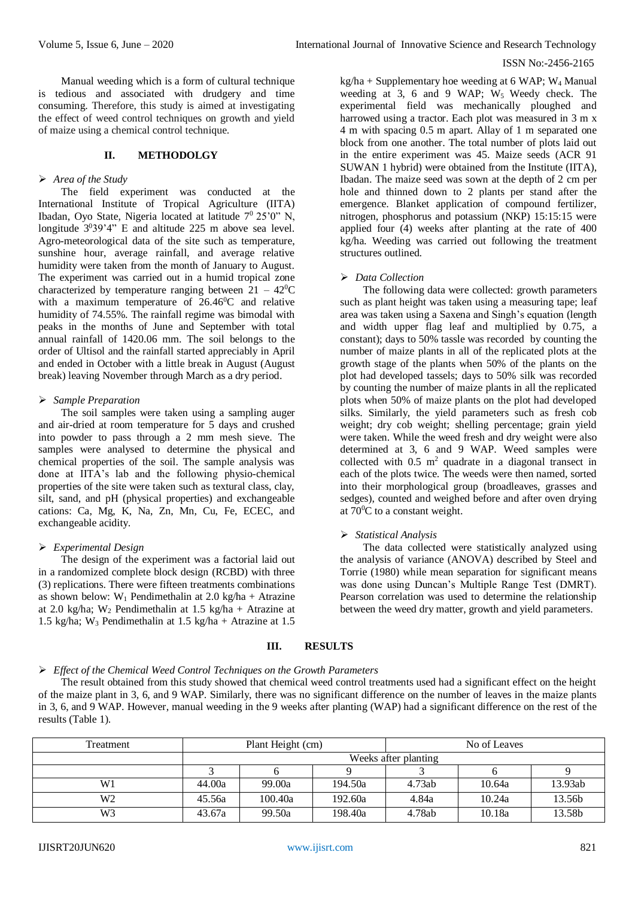Manual weeding which is a form of cultural technique is tedious and associated with drudgery and time consuming. Therefore, this study is aimed at investigating the effect of weed control techniques on growth and yield of maize using a chemical control technique.

## II. METHODOLGY

➢ *Area of the Study*

The field experiment was conducted at the International Institute of Tropical Agriculture (IITA) Ibadan, Oyo State, Nigeria located at latitude $7^0$ 25'0" N, longitude $3^0$39'4" E and altitude 225 m above sea level. Agro-meteorological data of the site such as temperature, sunshine hour, average rainfall, and average relative humidity were taken from the month of January to August. The experiment was carried out in a humid tropical zone characterized by temperature ranging between $21 - 42^0$C with a maximum temperature of $26.46^0$C and relative humidity of 74.55%. The rainfall regime was bimodal with peaks in the months of June and September with total annual rainfall of 1420.06 mm. The soil belongs to the order of Ultisol and the rainfall started appreciably in April and ended in October with a little break in August (August break) leaving November through March as a dry period.

➢ *Sample Preparation*

The soil samples were taken using a sampling auger and air-dried at room temperature for 5 days and crushed into powder to pass through a 2 mm mesh sieve. The samples were analysed to determine the physical and chemical properties of the soil. The sample analysis was done at IITA's lab and the following physio-chemical properties of the site were taken such as textural class, clay, silt, sand, and pH (physical properties) and exchangeable cations: Ca, Mg, K, Na, Zn, Mn, Cu, Fe, ECEC, and exchangeable acidity.

➢ *Experimental Design*

The design of the experiment was a factorial laid out in a randomized complete block design (RCBD) with three (3) replications. There were fifteen treatments combinations as shown below: $W_1$ Pendimethalin at 2.0 kg/ha + Atrazine at 2.0 kg/ha; $W_2$ Pendimethalin at 1.5 kg/ha + Atrazine at 1.5 kg/ha; $W_3$ Pendimethalin at 1.5 kg/ha + Atrazine at 1.5 kg/ha + Supplementary hoe weeding at 6 WAP; $W_4$ Manual weeding at 3, 6 and 9 WAP; $W_5$ Weedy check. The experimental field was mechanically ploughed and harrowed using a tractor. Each plot was measured in 3 m x 4 m with spacing 0.5 m apart. Allay of 1 m separated one block from one another. The total number of plots laid out in the entire experiment was 45. Maize seeds (ACR 91 SUWAN 1 hybrid) were obtained from the Institute (IITA), Ibadan. The maize seed was sown at the depth of 2 cm per hole and thinned down to 2 plants per stand after the emergence. Blanket application of compound fertilizer, nitrogen, phosphorus and potassium (NKP) 15:15:15 were applied four (4) weeks after planting at the rate of 400 kg/ha. Weeding was carried out following the treatment structures outlined.

➢ *Data Collection*

The following data were collected: growth parameters such as plant height was taken using a measuring tape; leaf area was taken using a Saxena and Singh's equation (length and width upper flag leaf and multiplied by 0.75, a constant); days to 50% tassle was recorded by counting the number of maize plants in all of the replicated plots at the growth stage of the plants when 50% of the plants on the plot had developed tassels; days to 50% silk was recorded by counting the number of maize plants in all the replicated plots when 50% of maize plants on the plot had developed silks. Similarly, the yield parameters such as fresh cob weight; dry cob weight; shelling percentage; grain yield were taken. While the weed fresh and dry weight were also determined at 3, 6 and 9 WAP. Weed samples were collected with 0.5 $m^2$ quadrate in a diagonal transect in each of the plots twice. The weeds were then named, sorted into their morphological group (broadleaves, grasses and sedges), counted and weighed before and after oven drying at $70^0$C to a constant weight.

➢ *Statistical Analysis*

The data collected were statistically analyzed using the analysis of variance (ANOVA) described by Steel and Torrie (1980) while mean separation for significant means was done using Duncan's Multiple Range Test (DMRT). Pearson correlation was used to determine the relationship between the weed dry matter, growth and yield parameters.

## III. RESULTS

➢ *Effect of the Chemical Weed Control Techniques on the Growth Parameters*

The result obtained from this study showed that chemical weed control treatments used had a significant effect on the height of the maize plant in 3, 6, and 9 WAP. Similarly, there was no significant difference on the number of leaves in the maize plants in 3, 6, and 9 WAP. However, manual weeding in the 9 weeks after planting (WAP) had a significant difference on the rest of the results (Table 1).

| Treatment | Plant Height (cm) | | | No of Leaves | | |
|---|---|---|---|---|---|---|
| | Weeks after planting | | | | | |
| | 3 | 6 | 9 | 3 | 6 | 9 |
| W1 | 44.00a | 99.00a | 194.50a | 4.73ab | 10.64a | 13.93ab |
| W2 | 45.56a | 100.40a | 192.60a | 4.84a | 10.24a | 13.56b |
| W3 | 43.67a | 99.50a | 198.40a | 4.78ab | 10.18a | 13.58b |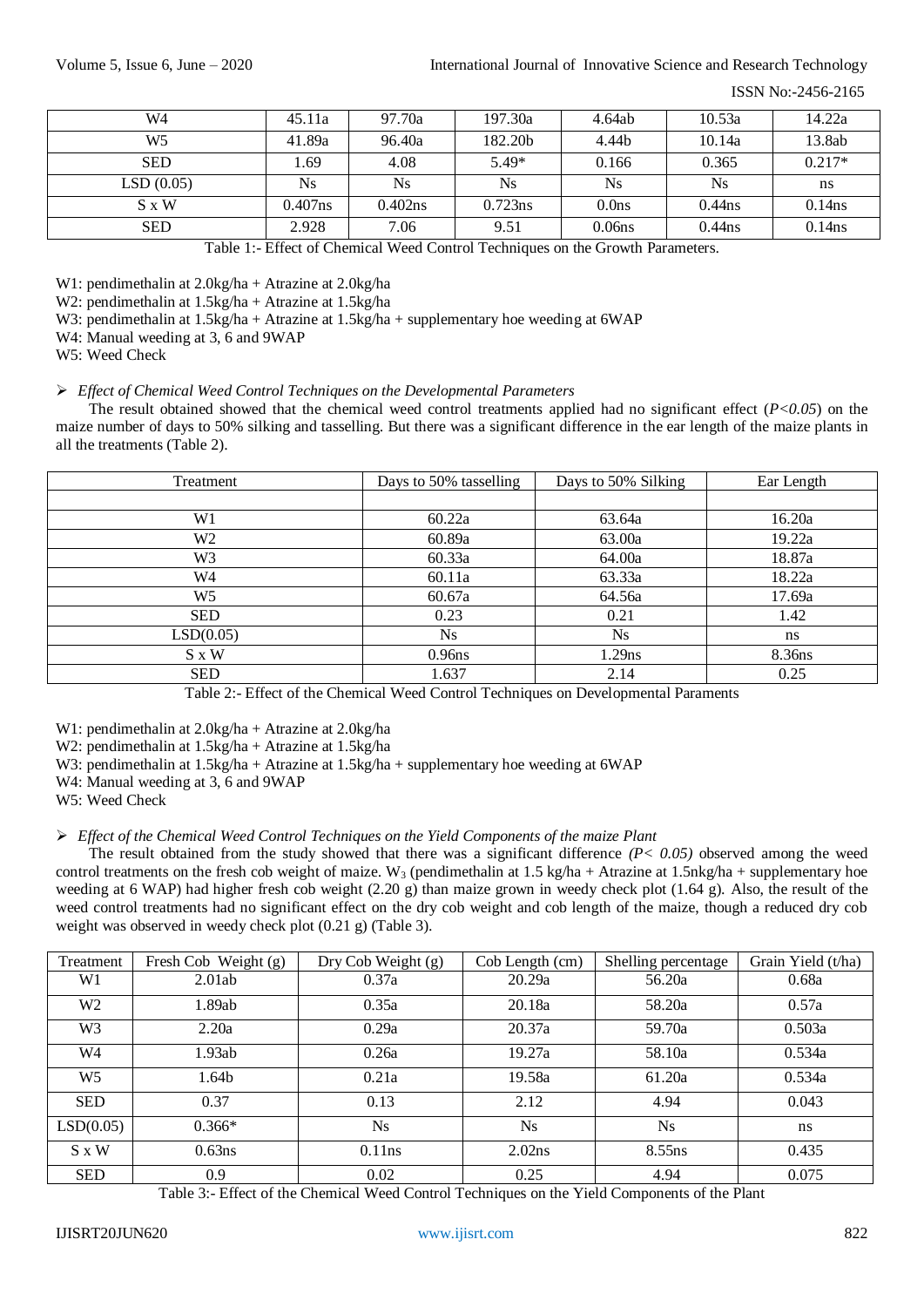| W4 | 45.11a | 97.70a | 197.30a | 4.64ab | 10.53a | 14.22a |
|---|---|---|---|---|---|---|
| W5 | 41.89a | 96.40a | 182.20b | 4.44b | 10.14a | 13.8ab |
| SED | 1.69 | 4.08 | 5.49* | 0.166 | 0.365 | 0.217* |
| LSD (0.05) | Ns | Ns | Ns | Ns | Ns | ns |
| S x W | 0.407ns | 0.402ns | 0.723ns | 0.0ns | 0.44ns | 0.14ns |
| SED | 2.928 | 7.06 | 9.51 | 0.06ns | 0.44ns | 0.14ns |

Table 1:- Effect of Chemical Weed Control Techniques on the Growth Parameters.

W1: pendimethalin at 2.0kg/ha + Atrazine at 2.0kg/ha
W2: pendimethalin at 1.5kg/ha + Atrazine at 1.5kg/ha
W3: pendimethalin at 1.5kg/ha + Atrazine at 1.5kg/ha + supplementary hoe weeding at 6WAP
W4: Manual weeding at 3, 6 and 9WAP
W5: Weed Check

- *Effect of Chemical Weed Control Techniques on the Developmental Parameters*

The result obtained showed that the chemical weed control treatments applied had no significant effect (*$P<0.05$*) on the maize number of days to 50% silking and tasselling. But there was a significant difference in the ear length of the maize plants in all the treatments (Table 2).

| Treatment | Days to 50% tasselling | Days to 50% Silking | Ear Length |
|---|---|---|---|
| | | | |
| W1 | 60.22a | 63.64a | 16.20a |
| W2 | 60.89a | 63.00a | 19.22a |
| W3 | 60.33a | 64.00a | 18.87a |
| W4 | 60.11a | 63.33a | 18.22a |
| W5 | 60.67a | 64.56a | 17.69a |
| SED | 0.23 | 0.21 | 1.42 |
| LSD(0.05) | Ns | Ns | ns |
| S x W | 0.96ns | 1.29ns | 8.36ns |
| SED | 1.637 | 2.14 | 0.25 |

Table 2:- Effect of the Chemical Weed Control Techniques on Developmental Paraments

W1: pendimethalin at 2.0kg/ha + Atrazine at 2.0kg/ha
W2: pendimethalin at 1.5kg/ha + Atrazine at 1.5kg/ha
W3: pendimethalin at 1.5kg/ha + Atrazine at 1.5kg/ha + supplementary hoe weeding at 6WAP
W4: Manual weeding at 3, 6 and 9WAP
W5: Weed Check

- *Effect of the Chemical Weed Control Techniques on the Yield Components of the maize Plant*

The result obtained from the study showed that there was a significant difference *($P< 0.05$)* observed among the weed control treatments on the fresh cob weight of maize. $W_3$ (pendimethalin at 1.5 kg/ha + Atrazine at 1.5nkg/ha + supplementary hoe weeding at 6 WAP) had higher fresh cob weight (2.20 g) than maize grown in weedy check plot (1.64 g). Also, the result of the weed control treatments had no significant effect on the dry cob weight and cob length of the maize, though a reduced dry cob weight was observed in weedy check plot (0.21 g) (Table 3).

| Treatment | Fresh Cob Weight (g) | Dry Cob Weight (g) | Cob Length (cm) | Shelling percentage | Grain Yield (t/ha) |
|---|---|---|---|---|---|
| W1 | 2.01ab | 0.37a | 20.29a | 56.20a | 0.68a |
| W2 | 1.89ab | 0.35a | 20.18a | 58.20a | 0.57a |
| W3 | 2.20a | 0.29a | 20.37a | 59.70a | 0.503a |
| W4 | 1.93ab | 0.26a | 19.27a | 58.10a | 0.534a |
| W5 | 1.64b | 0.21a | 19.58a | 61.20a | 0.534a |
| SED | 0.37 | 0.13 | 2.12 | 4.94 | 0.043 |
| LSD(0.05) | 0.366* | Ns | Ns | Ns | ns |
| S x W | 0.63ns | 0.11ns | 2.02ns | 8.55ns | 0.435 |
| SED | 0.9 | 0.02 | 0.25 | 4.94 | 0.075 |

Table 3:- Effect of the Chemical Weed Control Techniques on the Yield Components of the Plant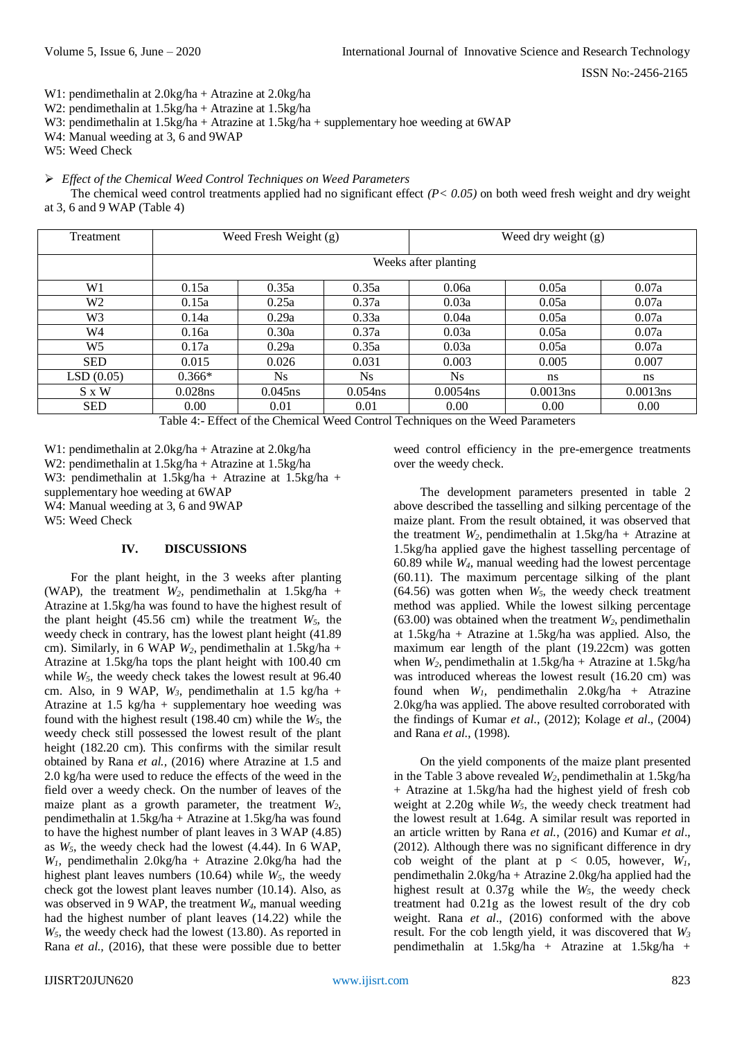W1: pendimethalin at 2.0kg/ha + Atrazine at 2.0kg/ha
W2: pendimethalin at 1.5kg/ha + Atrazine at 1.5kg/ha
W3: pendimethalin at 1.5kg/ha + Atrazine at 1.5kg/ha + supplementary hoe weeding at 6WAP
W4: Manual weeding at 3, 6 and 9WAP
W5: Weed Check

➢ *Effect of the Chemical Weed Control Techniques on Weed Parameters*

The chemical weed control treatments applied had no significant effect *(P< 0.05)* on both weed fresh weight and dry weight at 3, 6 and 9 WAP (Table 4)

| Treatment | Weed Fresh Weight (g) | | | Weed dry weight (g) | | |
|---|---|---|---|---|---|---|
| | Weeks after planting | | | | | |
| W1 | 0.15a | 0.35a | 0.35a | 0.06a | 0.05a | 0.07a |
| W2 | 0.15a | 0.25a | 0.37a | 0.03a | 0.05a | 0.07a |
| W3 | 0.14a | 0.29a | 0.33a | 0.04a | 0.05a | 0.07a |
| W4 | 0.16a | 0.30a | 0.37a | 0.03a | 0.05a | 0.07a |
| W5 | 0.17a | 0.29a | 0.35a | 0.03a | 0.05a | 0.07a |
| SED | 0.015 | 0.026 | 0.031 | 0.003 | 0.005 | 0.007 |
| LSD (0.05) | 0.366* | Ns | Ns | Ns | ns | ns |
| S x W | 0.028ns | 0.045ns | 0.054ns | 0.0054ns | 0.0013ns | 0.0013ns |
| SED | 0.00 | 0.01 | 0.01 | 0.00 | 0.00 | 0.00 |

Table 4:- Effect of the Chemical Weed Control Techniques on the Weed Parameters

W1: pendimethalin at 2.0kg/ha + Atrazine at 2.0kg/ha
W2: pendimethalin at 1.5kg/ha + Atrazine at 1.5kg/ha
W3: pendimethalin at 1.5kg/ha + Atrazine at 1.5kg/ha + supplementary hoe weeding at 6WAP
W4: Manual weeding at 3, 6 and 9WAP
W5: Weed Check

## IV. DISCUSSIONS

For the plant height, in the 3 weeks after planting (WAP), the treatment $W_2$, pendimethalin at 1.5kg/ha + Atrazine at 1.5kg/ha was found to have the highest result of the plant height (45.56 cm) while the treatment $W_5$, the weedy check in contrary, has the lowest plant height (41.89 cm). Similarly, in 6 WAP $W_2$, pendimethalin at 1.5kg/ha + Atrazine at 1.5kg/ha tops the plant height with 100.40 cm while $W_5$, the weedy check takes the lowest result at 96.40 cm. Also, in 9 WAP, $W_3$, pendimethalin at 1.5 kg/ha + Atrazine at 1.5 kg/ha + supplementary hoe weeding was found with the highest result (198.40 cm) while the $W_5$, the weedy check still possessed the lowest result of the plant height (182.20 cm). This confirms with the similar result obtained by Rana *et al.,* (2016) where Atrazine at 1.5 and 2.0 kg/ha were used to reduce the effects of the weed in the field over a weedy check. On the number of leaves of the maize plant as a growth parameter, the treatment $W_2$, pendimethalin at 1.5kg/ha + Atrazine at 1.5kg/ha was found to have the highest number of plant leaves in 3 WAP (4.85) as $W_5$, the weedy check had the lowest (4.44). In 6 WAP, $W_1$, pendimethalin 2.0kg/ha + Atrazine 2.0kg/ha had the highest plant leaves numbers (10.64) while $W_5$, the weedy check got the lowest plant leaves number (10.14). Also, as was observed in 9 WAP, the treatment $W_4$, manual weeding had the highest number of plant leaves (14.22) while the $W_5$, the weedy check had the lowest (13.80). As reported in Rana *et al.,* (2016), that these were possible due to better weed control efficiency in the pre-emergence treatments over the weedy check.

The development parameters presented in table 2 above described the tasselling and silking percentage of the maize plant. From the result obtained, it was observed that the treatment $W_2$, pendimethalin at 1.5kg/ha + Atrazine at 1.5kg/ha applied gave the highest tasselling percentage of 60.89 while $W_4$, manual weeding had the lowest percentage (60.11). The maximum percentage silking of the plant (64.56) was gotten when $W_5$, the weedy check treatment method was applied. While the lowest silking percentage (63.00) was obtained when the treatment $W_2$, pendimethalin at 1.5kg/ha + Atrazine at 1.5kg/ha was applied. Also, the maximum ear length of the plant (19.22cm) was gotten when $W_2$, pendimethalin at 1.5kg/ha + Atrazine at 1.5kg/ha was introduced whereas the lowest result (16.20 cm) was found when $W_1$, pendimethalin 2.0kg/ha + Atrazine 2.0kg/ha was applied. The above resulted corroborated with the findings of Kumar *et al*., (2012); Kolage *et al*., (2004) and Rana *et al.,* (1998).

On the yield components of the maize plant presented in the Table 3 above revealed $W_2$, pendimethalin at 1.5kg/ha + Atrazine at 1.5kg/ha had the highest yield of fresh cob weight at 2.20g while $W_5$, the weedy check treatment had the lowest result at 1.64g. A similar result was reported in an article written by Rana *et al.*, (2016) and Kumar *et al*., (2012). Although there was no significant difference in dry cob weight of the plant at $p < 0.05$, however, $W_1$, pendimethalin 2.0kg/ha + Atrazine 2.0kg/ha applied had the highest result at 0.37g while the $W_5$, the weedy check treatment had 0.21g as the lowest result of the dry cob weight. Rana *et al*., (2016) conformed with the above result. For the cob length yield, it was discovered that $W_3$ pendimethalin at 1.5kg/ha + Atrazine at 1.5kg/ha +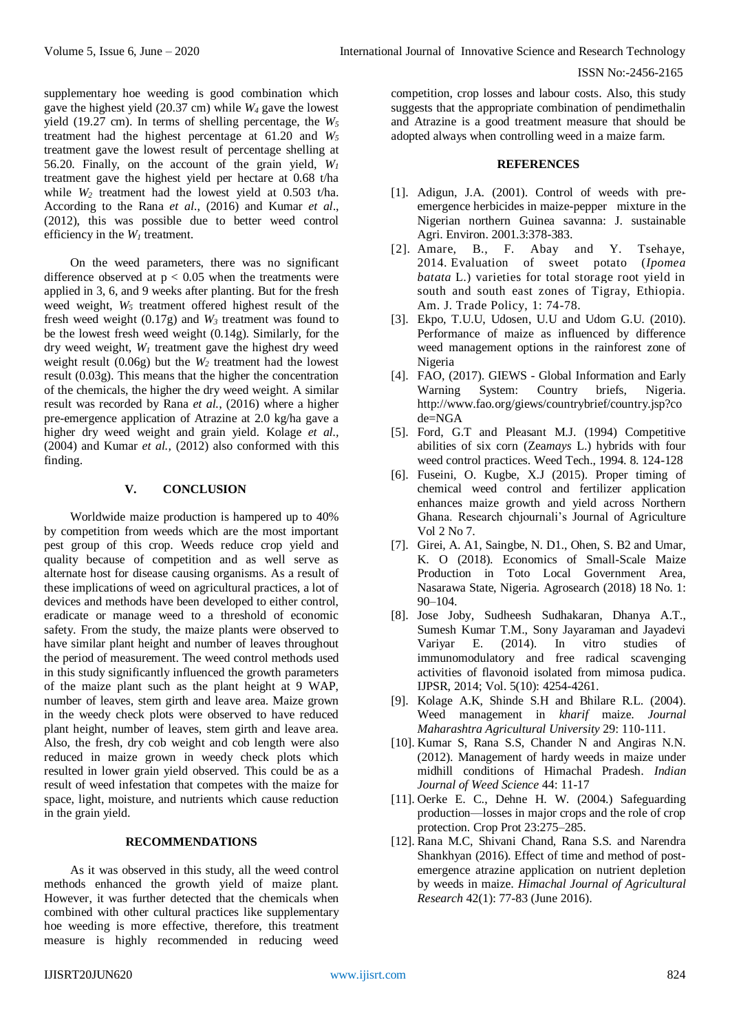supplementary hoe weeding is good combination which gave the highest yield (20.37 cm) while $W_4$ gave the lowest yield (19.27 cm). In terms of shelling percentage, the $W_5$ treatment had the highest percentage at 61.20 and $W_5$ treatment gave the lowest result of percentage shelling at 56.20. Finally, on the account of the grain yield, $W_1$ treatment gave the highest yield per hectare at 0.68 t/ha while $W_2$ treatment had the lowest yield at 0.503 t/ha. According to the Rana *et al*., (2016) and Kumar *et al*., (2012), this was possible due to better weed control efficiency in the $W_1$ treatment.

On the weed parameters, there was no significant difference observed at $p < 0.05$ when the treatments were applied in 3, 6, and 9 weeks after planting. But for the fresh weed weight, $W_5$ treatment offered highest result of the fresh weed weight (0.17g) and $W_3$ treatment was found to be the lowest fresh weed weight (0.14g). Similarly, for the dry weed weight, $W_1$ treatment gave the highest dry weed weight result (0.06g) but the $W_2$ treatment had the lowest result (0.03g). This means that the higher the concentration of the chemicals, the higher the dry weed weight. A similar result was recorded by Rana *et al.*, (2016) where a higher pre-emergence application of Atrazine at 2.0 kg/ha gave a higher dry weed weight and grain yield. Kolage *et al*., (2004) and Kumar *et al.*, (2012) also conformed with this finding.

## V. CONCLUSION

Worldwide maize production is hampered up to 40% by competition from weeds which are the most important pest group of this crop. Weeds reduce crop yield and quality because of competition and as well serve as alternate host for disease causing organisms. As a result of these implications of weed on agricultural practices, a lot of devices and methods have been developed to either control, eradicate or manage weed to a threshold of economic safety. From the study, the maize plants were observed to have similar plant height and number of leaves throughout the period of measurement. The weed control methods used in this study significantly influenced the growth parameters of the maize plant such as the plant height at 9 WAP, number of leaves, stem girth and leave area. Maize grown in the weedy check plots were observed to have reduced plant height, number of leaves, stem girth and leave area. Also, the fresh, dry cob weight and cob length were also reduced in maize grown in weedy check plots which resulted in lower grain yield observed. This could be as a result of weed infestation that competes with the maize for space, light, moisture, and nutrients which cause reduction in the grain yield.

## RECOMMENDATIONS

As it was observed in this study, all the weed control methods enhanced the growth yield of maize plant. However, it was further detected that the chemicals when combined with other cultural practices like supplementary hoe weeding is more effective, therefore, this treatment measure is highly recommended in reducing weed competition, crop losses and labour costs. Also, this study suggests that the appropriate combination of pendimethalin and Atrazine is a good treatment measure that should be adopted always when controlling weed in a maize farm.

## REFERENCES

[1]. Adigun, J.A. (2001). Control of weeds with pre-emergence herbicides in maize-pepper mixture in the Nigerian northern Guinea savanna: J. sustainable Agri. Environ. 2001.3:378-383.

[2]. Amare, B., F. Abay and Y. Tsehaye, 2014. Evaluation of sweet potato (*Ipomea batata* L.) varieties for total storage root yield in south and south east zones of Tigray, Ethiopia. Am. J. Trade Policy, 1: 74-78.

[3]. Ekpo, T.U.U, Udosen, U.U and Udom G.U. (2010). Performance of maize as influenced by difference weed management options in the rainforest zone of Nigeria

[4]. FAO, (2017). GIEWS - Global Information and Early Warning System: Country briefs, Nigeria. http://www.fao.org/giews/countrybrief/country.jsp?code=NGA

[5]. Ford, G.T and Pleasant M.J. (1994) Competitive abilities of six corn (Zea*mays* L.) hybrids with four weed control practices. Weed Tech., 1994. 8. 124-128

[6]. Fuseini, O. Kugbe, X.J (2015). Proper timing of chemical weed control and fertilizer application enhances maize growth and yield across Northern Ghana. Research chjournali's Journal of Agriculture Vol 2 No 7.

[7]. Girei, A. A1, Saingbe, N. D1., Ohen, S. B2 and Umar, K. O (2018). Economics of Small-Scale Maize Production in Toto Local Government Area, Nasarawa State, Nigeria. Agrosearch (2018) 18 No. 1: 90–104.

[8]. Jose Joby, Sudheesh Sudhakaran, Dhanya A.T., Sumesh Kumar T.M., Sony Jayaraman and Jayadevi Variyar E. (2014). In vitro studies of immunomodulatory and free radical scavenging activities of flavonoid isolated from mimosa pudica. IJPSR, 2014; Vol. 5(10): 4254-4261.

[9]. Kolage A.K, Shinde S.H and Bhilare R.L. (2004). Weed management in *kharif* maize. *Journal Maharashtra Agricultural University* 29: 110-111.

[10]. Kumar S, Rana S.S, Chander N and Angiras N.N. (2012). Management of hardy weeds in maize under midhill conditions of Himachal Pradesh. *Indian Journal of Weed Science* 44: 11-17

[11]. Oerke E. C., Dehne H. W. (2004.) Safeguarding production—losses in major crops and the role of crop protection. Crop Prot 23:275–285.

[12]. Rana M.C, Shivani Chand, Rana S.S. and Narendra Shankhyan (2016). Effect of time and method of post-emergence atrazine application on nutrient depletion by weeds in maize. *Himachal Journal of Agricultural Research* 42(1): 77-83 (June 2016).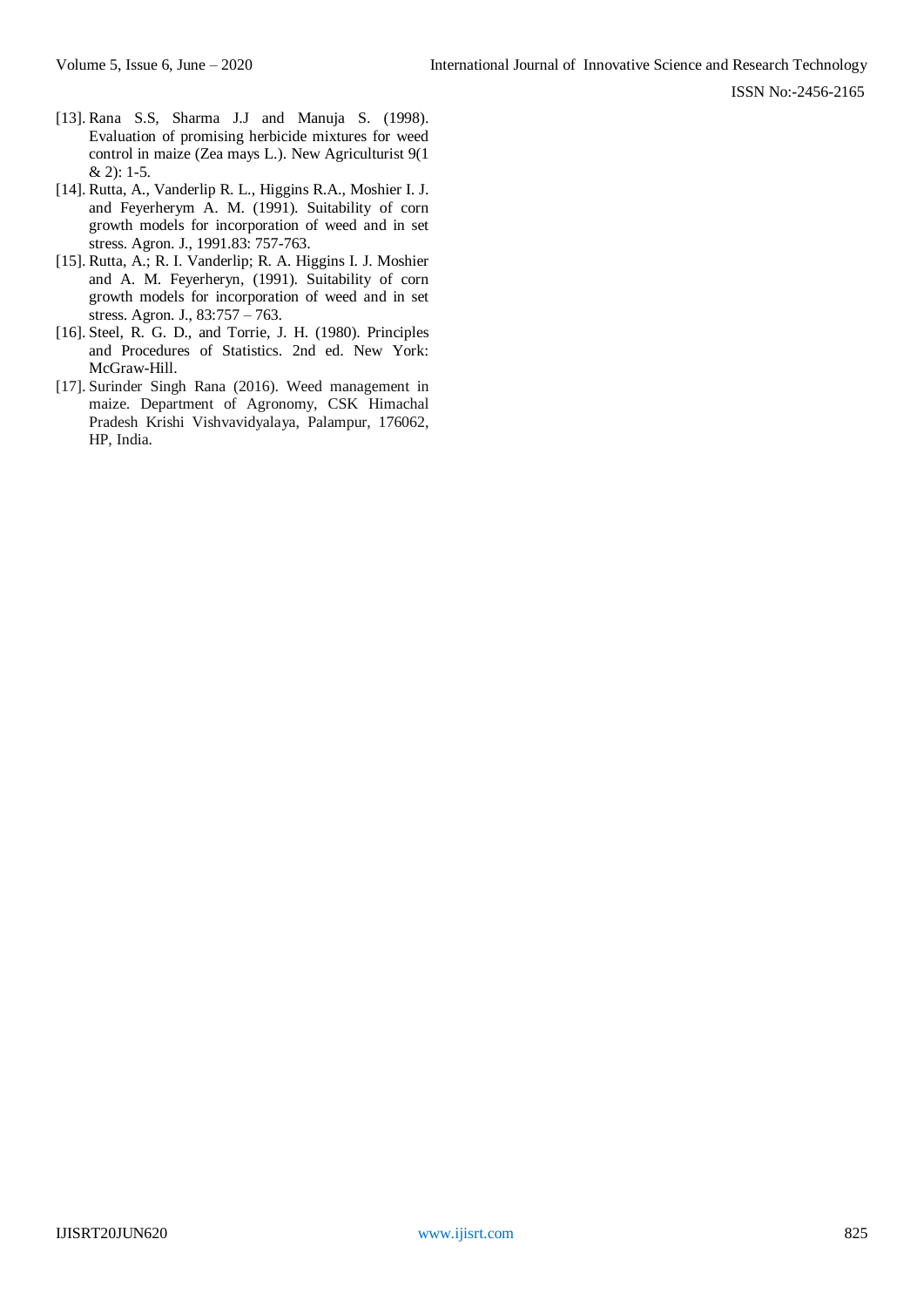[13]. Rana S.S, Sharma J.J and Manuja S. (1998). Evaluation of promising herbicide mixtures for weed control in maize (Zea mays L.). New Agriculturist 9(1 & 2): 1-5.

[14]. Rutta, A., Vanderlip R. L., Higgins R.A., Moshier I. J. and Feyerherym A. M. (1991). Suitability of corn growth models for incorporation of weed and in set stress. Agron. J., 1991.83: 757-763.

[15]. Rutta, A.; R. I. Vanderlip; R. A. Higgins I. J. Moshier and A. M. Feyerheryn, (1991). Suitability of corn growth models for incorporation of weed and in set stress. Agron. J., 83:757 – 763.

[16]. Steel, R. G. D., and Torrie, J. H. (1980). Principles and Procedures of Statistics. 2nd ed. New York: McGraw-Hill.

[17]. Surinder Singh Rana (2016). Weed management in maize. Department of Agronomy, CSK Himachal Pradesh Krishi Vishvavidyalaya, Palampur, 176062, HP, India.